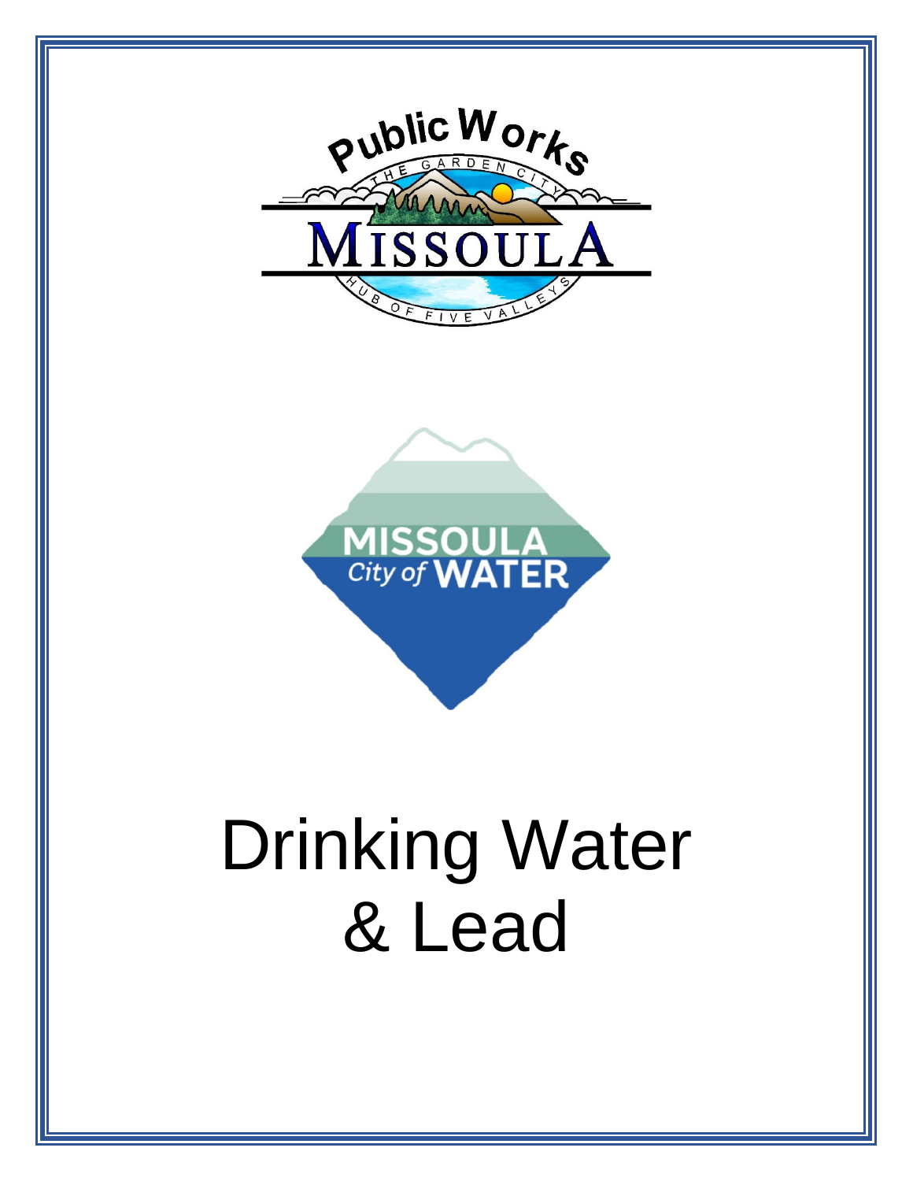# Drinking Water & Lead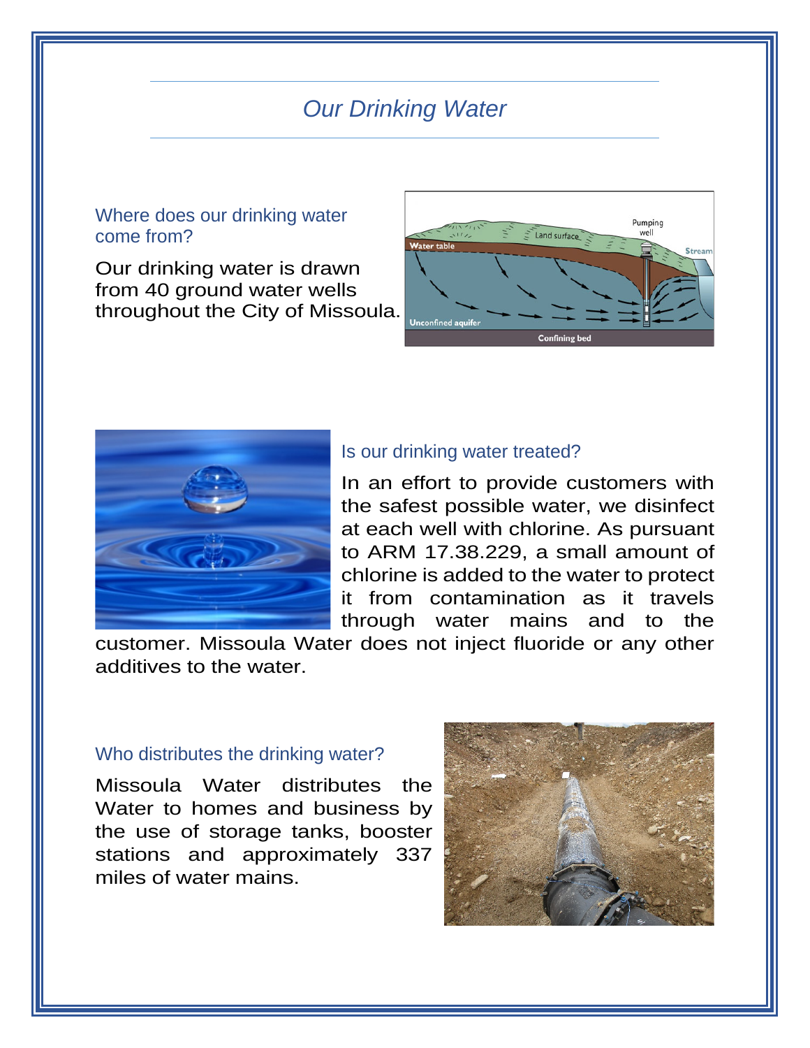# *Our Drinking Water*

## Where does our drinking water come from?

Our drinking water is drawn from 40 ground water wells throughout the City of Missoula.

## Is our drinking water treated?

In an effort to provide customers with the safest possible water, we disinfect at each well with chlorine. As pursuant to ARM 17.38.229, a small amount of chlorine is added to the water to protect it from contamination as it travels through water mains and to the customer. Missoula Water does not inject fluoride or any other additives to the water.

## Who distributes the drinking water?

Missoula Water distributes the Water to homes and business by the use of storage tanks, booster stations and approximately 337 miles of water mains.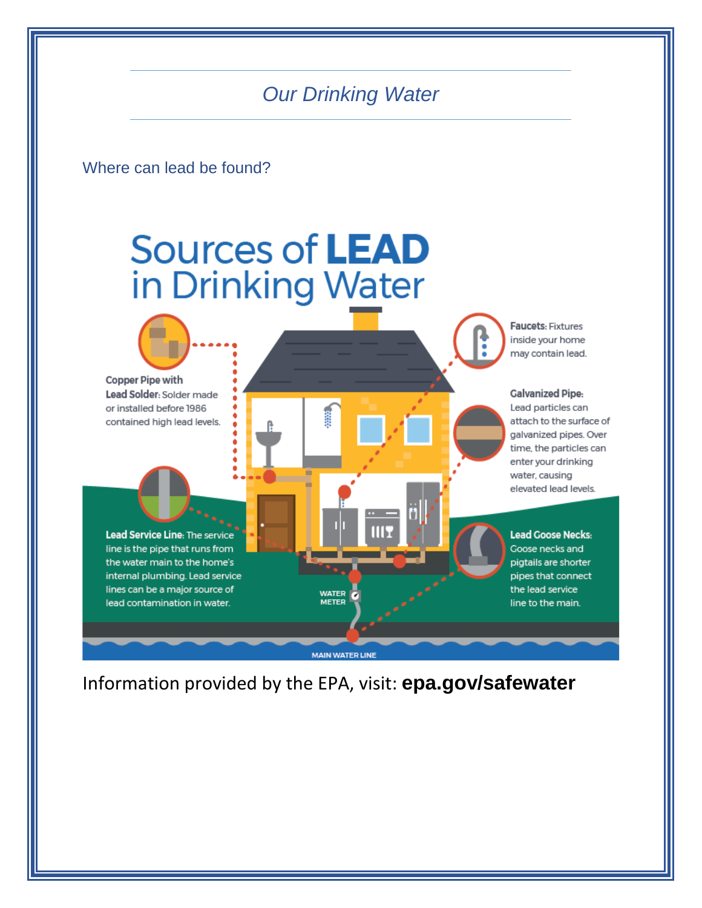# *Our Drinking Water*

## Where can lead be found?

# Sources of **LEAD** in Drinking Water

**Copper Pipe with Lead Solder:** Solder made or installed before 1986 contained high lead levels.

**Lead Service Line:** The service line is the pipe that runs from the water main to the home's internal plumbing. Lead service lines can be a major source of lead contamination in water.

**Faucets:** Fixtures inside your home may contain lead.

**Galvanized Pipe:** Lead particles can attach to the surface of galvanized pipes. Over time, the particles can enter your drinking water, causing elevated lead levels.

**Lead Goose Necks:** Goose necks and pigtails are shorter pipes that connect the lead service line to the main.

WATER METER

MAIN WATER LINE

Information provided by the EPA, visit: **epa.gov/safewater**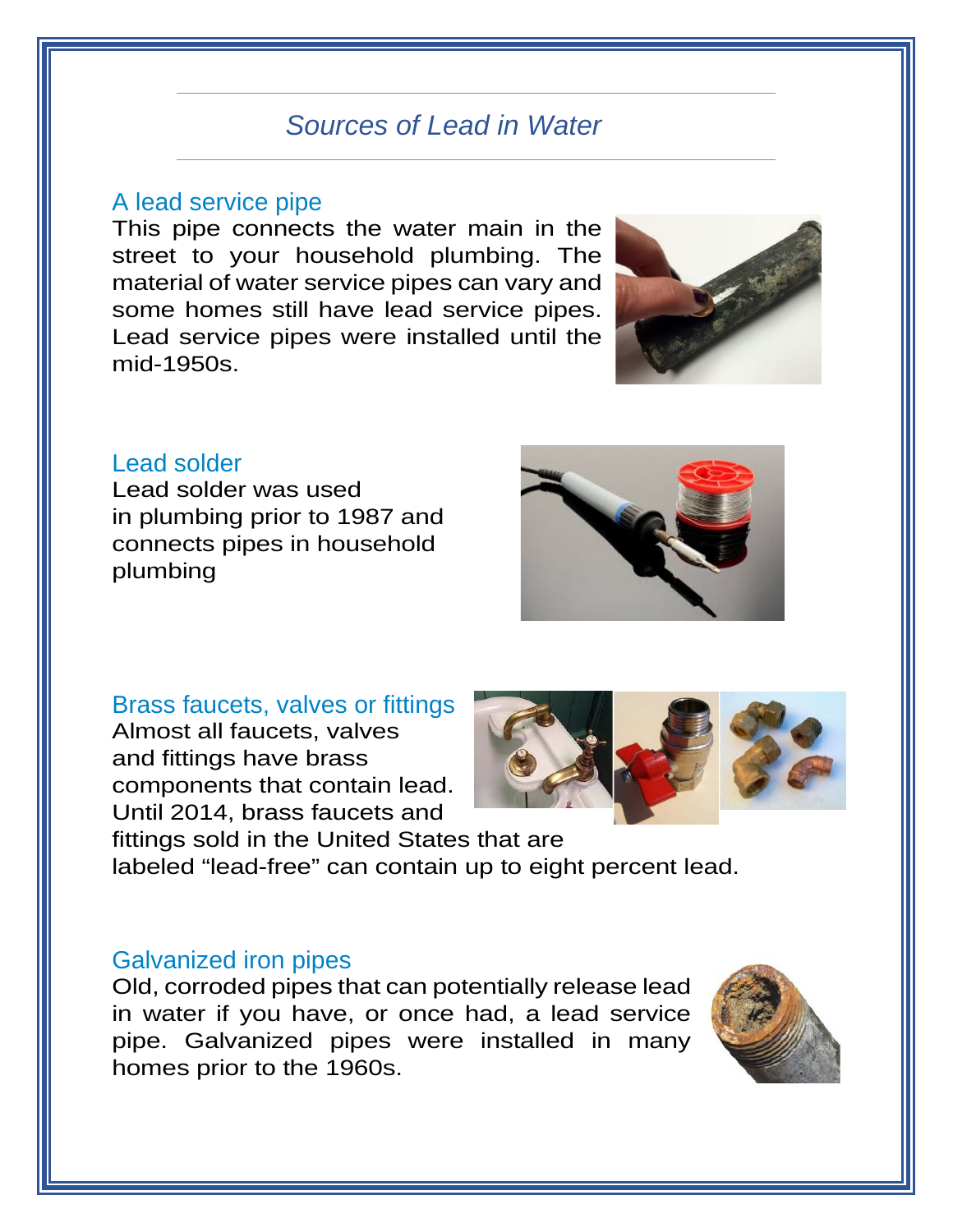# *Sources of Lead in Water*

## A lead service pipe

This pipe connects the water main in the street to your household plumbing. The material of water service pipes can vary and some homes still have lead service pipes. Lead service pipes were installed until the mid-1950s.

## Lead solder

Lead solder was used in plumbing prior to 1987 and connects pipes in household plumbing

## Brass faucets, valves or fittings

Almost all faucets, valves and fittings have brass components that contain lead. Until 2014, brass faucets and fittings sold in the United States that are labeled "lead-free" can contain up to eight percent lead.

## Galvanized iron pipes

Old, corroded pipes that can potentially release lead in water if you have, or once had, a lead service pipe. Galvanized pipes were installed in many homes prior to the 1960s.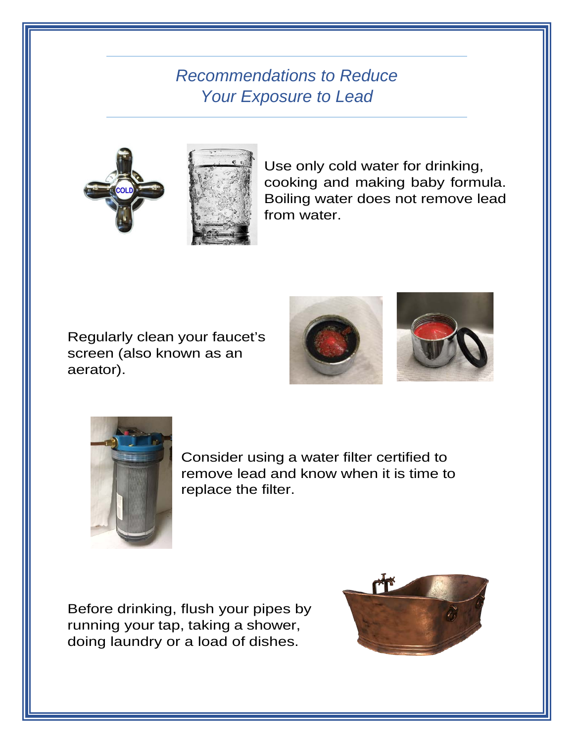## *Recommendations to Reduce Your Exposure to Lead*

Use only cold water for drinking, cooking and making baby formula. Boiling water does not remove lead from water.

Regularly clean your faucet's screen (also known as an aerator).

Consider using a water filter certified to remove lead and know when it is time to replace the filter.

Before drinking, flush your pipes by running your tap, taking a shower, doing laundry or a load of dishes.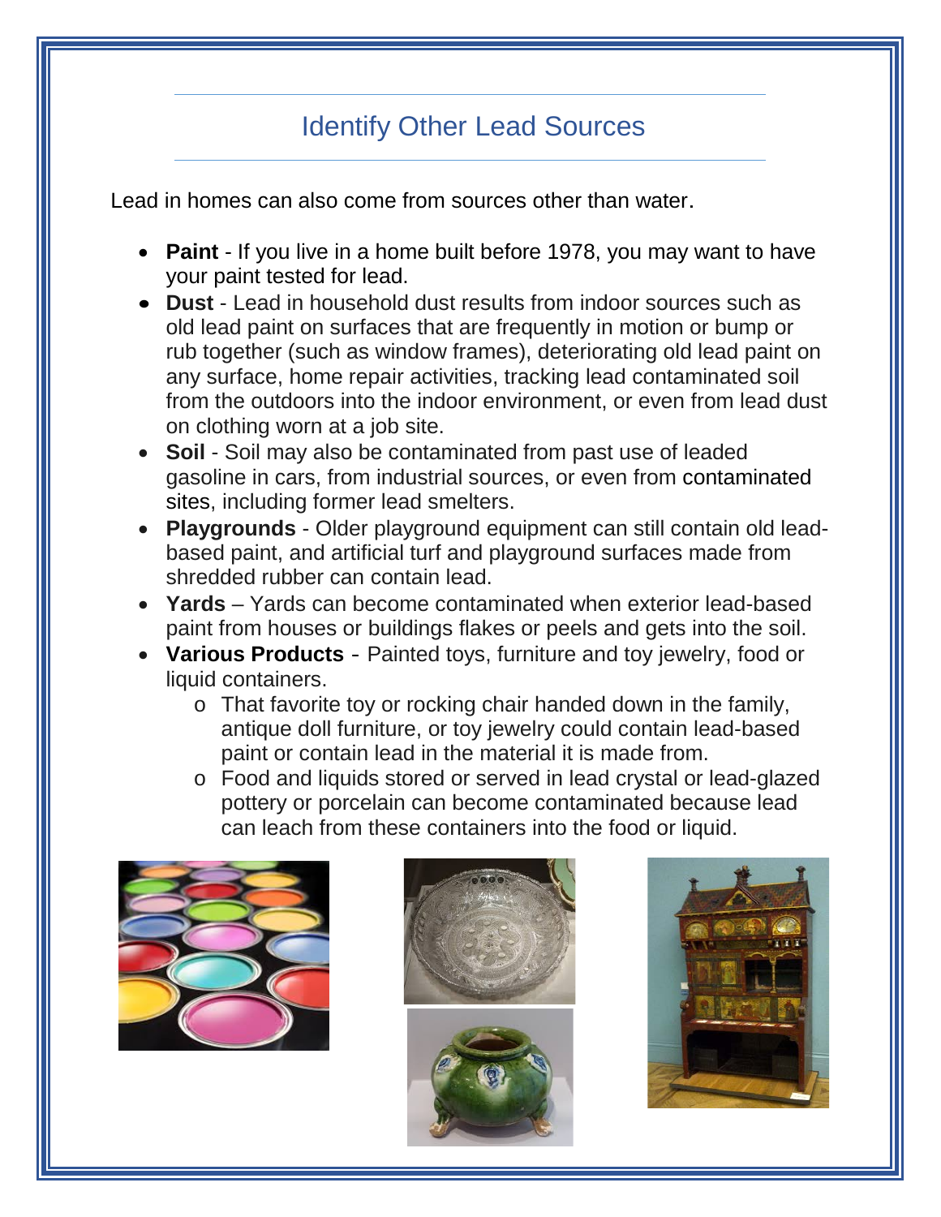## Identify Other Lead Sources

Lead in homes can also come from sources other than water.

- **Paint** - If you live in a home built before 1978, you may want to have your paint tested for lead.
- **Dust** - Lead in household dust results from indoor sources such as old lead paint on surfaces that are frequently in motion or bump or rub together (such as window frames), deteriorating old lead paint on any surface, home repair activities, tracking lead contaminated soil from the outdoors into the indoor environment, or even from lead dust on clothing worn at a job site.
- **Soil** - Soil may also be contaminated from past use of leaded gasoline in cars, from industrial sources, or even from contaminated sites, including former lead smelters.
- **Playgrounds** - Older playground equipment can still contain old lead-based paint, and artificial turf and playground surfaces made from shredded rubber can contain lead.
- **Yards** – Yards can become contaminated when exterior lead-based paint from houses or buildings flakes or peels and gets into the soil.
- **Various Products** - Painted toys, furniture and toy jewelry, food or liquid containers.
  - That favorite toy or rocking chair handed down in the family, antique doll furniture, or toy jewelry could contain lead-based paint or contain lead in the material it is made from.
  - Food and liquids stored or served in lead crystal or lead-glazed pottery or porcelain can become contaminated because lead can leach from these containers into the food or liquid.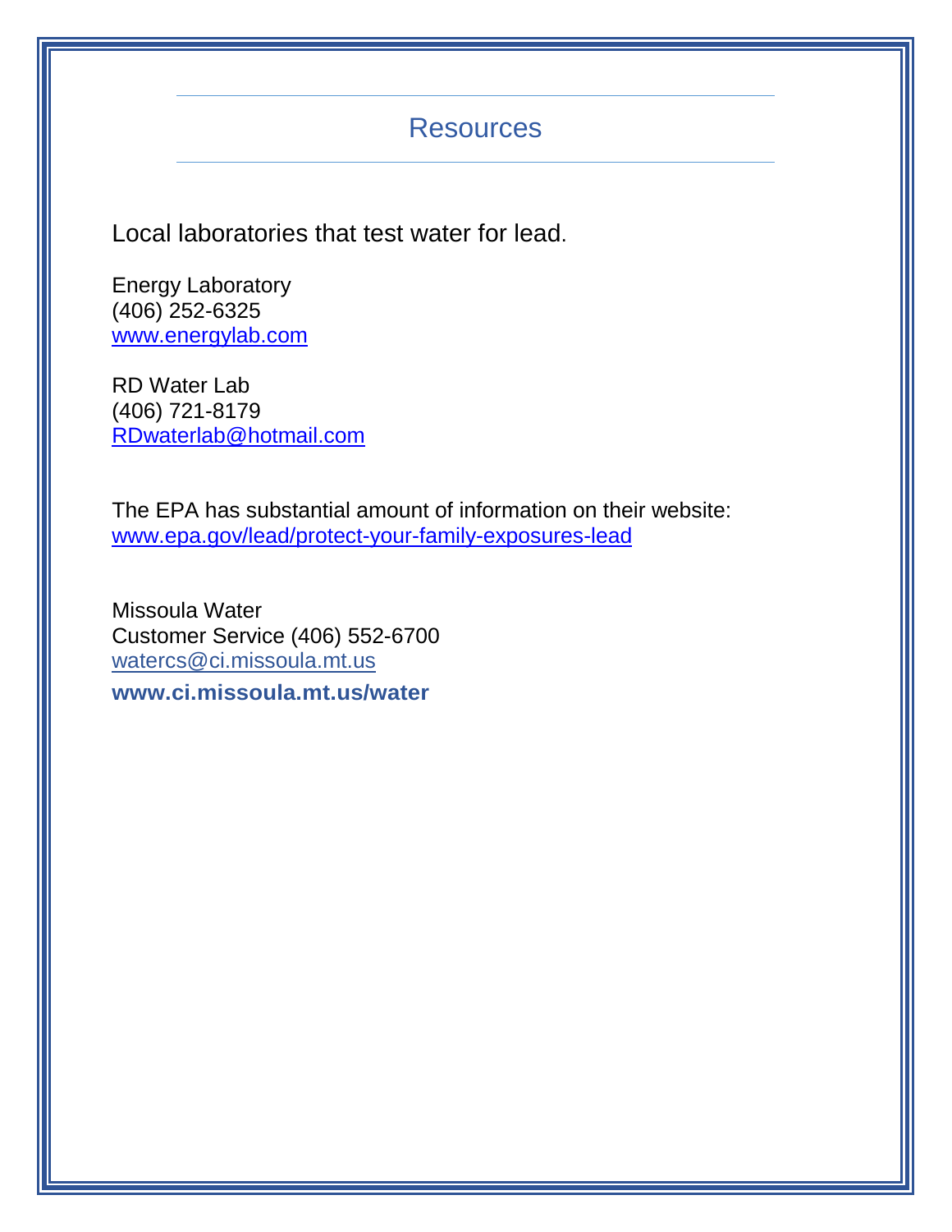## Resources

Local laboratories that test water for lead.

Energy Laboratory
(406) 252-6325
www.energylab.com

RD Water Lab
(406) 721-8179
RDwaterlab@hotmail.com

The EPA has substantial amount of information on their website:
www.epa.gov/lead/protect-your-family-exposures-lead

Missoula Water
Customer Service (406) 552-6700
watercs@ci.missoula.mt.us

**www.ci.missoula.mt.us/water**